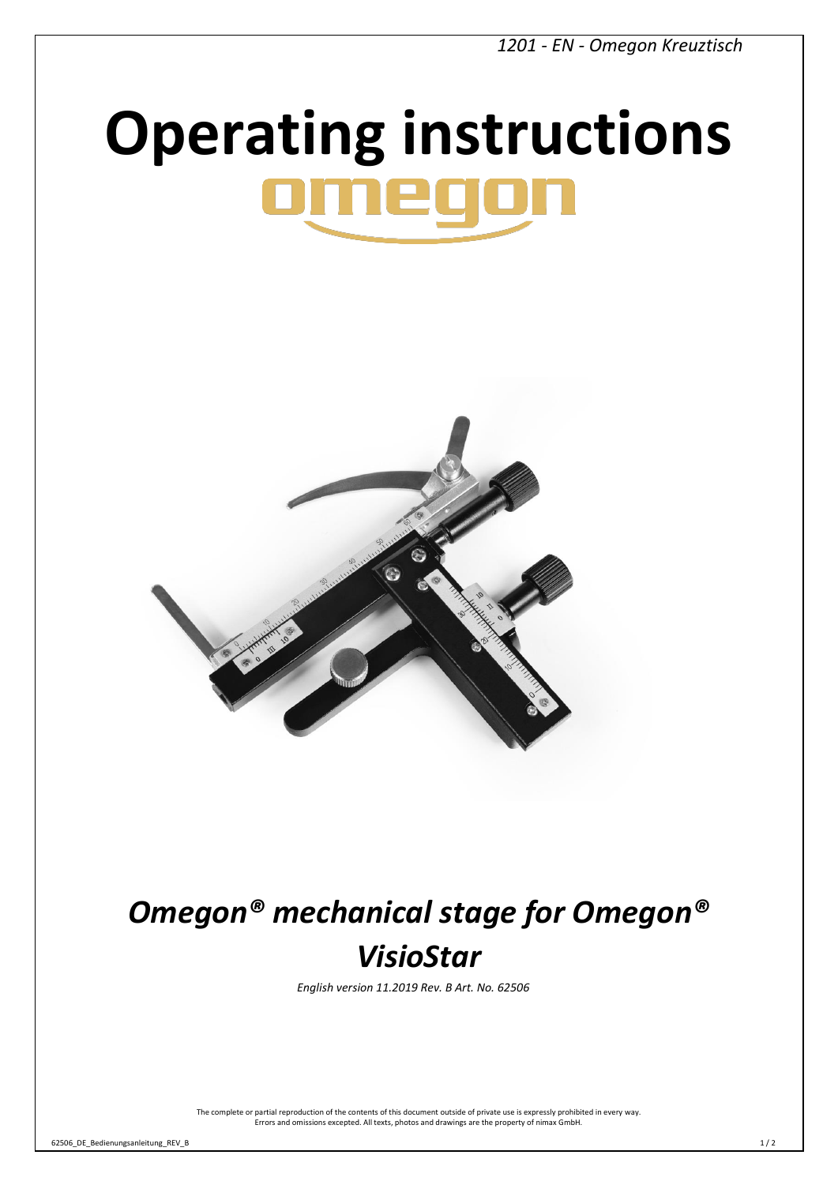# Operating instructions

omegon

## *Omegon® mechanical stage for Omegon® VisioStar*

*English version 11.2019 Rev. B Art. No. 62506*

The complete or partial reproduction of the contents of this document outside of private use is expressly prohibited in every way.
Errors and omissions excepted. All texts, photos and drawings are the property of nimax GmbH.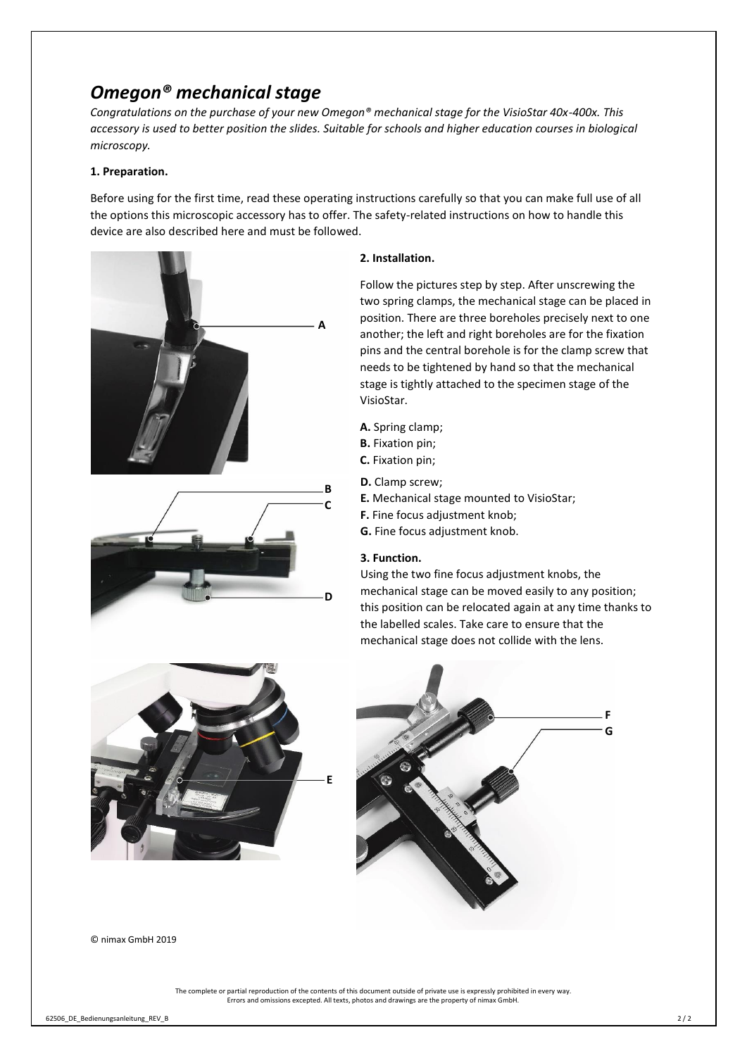# *Omegon® mechanical stage*

*Congratulations on the purchase of your new Omegon® mechanical stage for the VisioStar 40x-400x. This accessory is used to better position the slides. Suitable for schools and higher education courses in biological microscopy.*

**1. Preparation.**

Before using for the first time, read these operating instructions carefully so that you can make full use of all the options this microscopic accessory has to offer. The safety-related instructions on how to handle this device are also described here and must be followed.

**2. Installation.**

Follow the pictures step by step. After unscrewing the two spring clamps, the mechanical stage can be placed in position. There are three boreholes precisely next to one another; the left and right boreholes are for the fixation pins and the central borehole is for the clamp screw that needs to be tightened by hand so that the mechanical stage is tightly attached to the specimen stage of the VisioStar.

**A.** Spring clamp;
**B.** Fixation pin;
**C.** Fixation pin;
**D.** Clamp screw;
**E.** Mechanical stage mounted to VisioStar;
**F.** Fine focus adjustment knob;
**G.** Fine focus adjustment knob.

**3. Function.**

Using the two fine focus adjustment knobs, the mechanical stage can be moved easily to any position; this position can be relocated again at any time thanks to the labelled scales. Take care to ensure that the mechanical stage does not collide with the lens.

A

B

C

D

E

F

G

© nimax GmbH 2019

The complete or partial reproduction of the contents of this document outside of private use is expressly prohibited in every way.
Errors and omissions excepted. All texts, photos and drawings are the property of nimax GmbH.

62506_DE_Bedienungsanleitung_REV_B